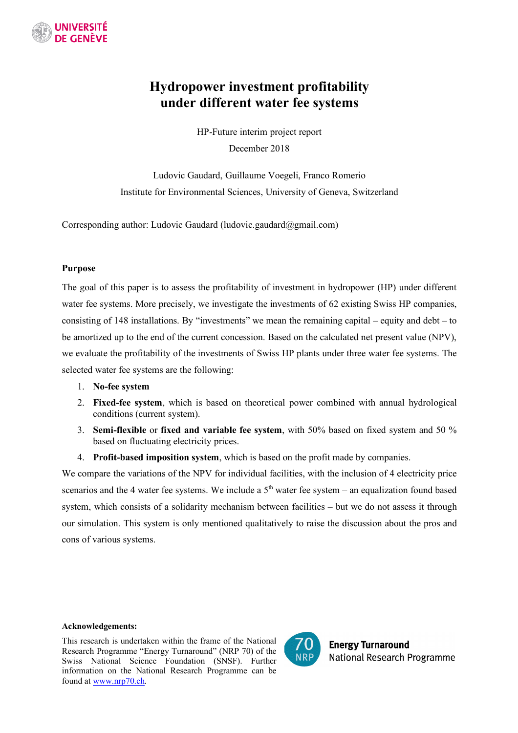UNIVERSITÉ DE GENÈVE

# Hydropower investment profitability under different water fee systems

HP-Future interim project report

December 2018

Ludovic Gaudard, Guillaume Voegeli, Franco Romerio

Institute for Environmental Sciences, University of Geneva, Switzerland

Corresponding author: Ludovic Gaudard (ludovic.gaudard@gmail.com)

**Purpose**

The goal of this paper is to assess the profitability of investment in hydropower (HP) under different water fee systems. More precisely, we investigate the investments of 62 existing Swiss HP companies, consisting of 148 installations. By "investments" we mean the remaining capital – equity and debt – to be amortized up to the end of the current concession. Based on the calculated net present value (NPV), we evaluate the profitability of the investments of Swiss HP plants under three water fee systems. The selected water fee systems are the following:

1. **No-fee system**
2. **Fixed-fee system**, which is based on theoretical power combined with annual hydrological conditions (current system).
3. **Semi-flexible** or **fixed and variable fee system**, with 50% based on fixed system and 50 % based on fluctuating electricity prices.
4. **Profit-based imposition system**, which is based on the profit made by companies.

We compare the variations of the NPV for individual facilities, with the inclusion of 4 electricity price scenarios and the 4 water fee systems. We include a 5th water fee system – an equalization found based system, which consists of a solidarity mechanism between facilities – but we do not assess it through our simulation. This system is only mentioned qualitatively to raise the discussion about the pros and cons of various systems.

**Acknowledgements:**

This research is undertaken within the frame of the National Research Programme "Energy Turnaround" (NRP 70) of the Swiss National Science Foundation (SNSF). Further information on the National Research Programme can be found at [www.nrp70.ch](http://www.nrp70.ch).

70 NRP Energy Turnaround National Research Programme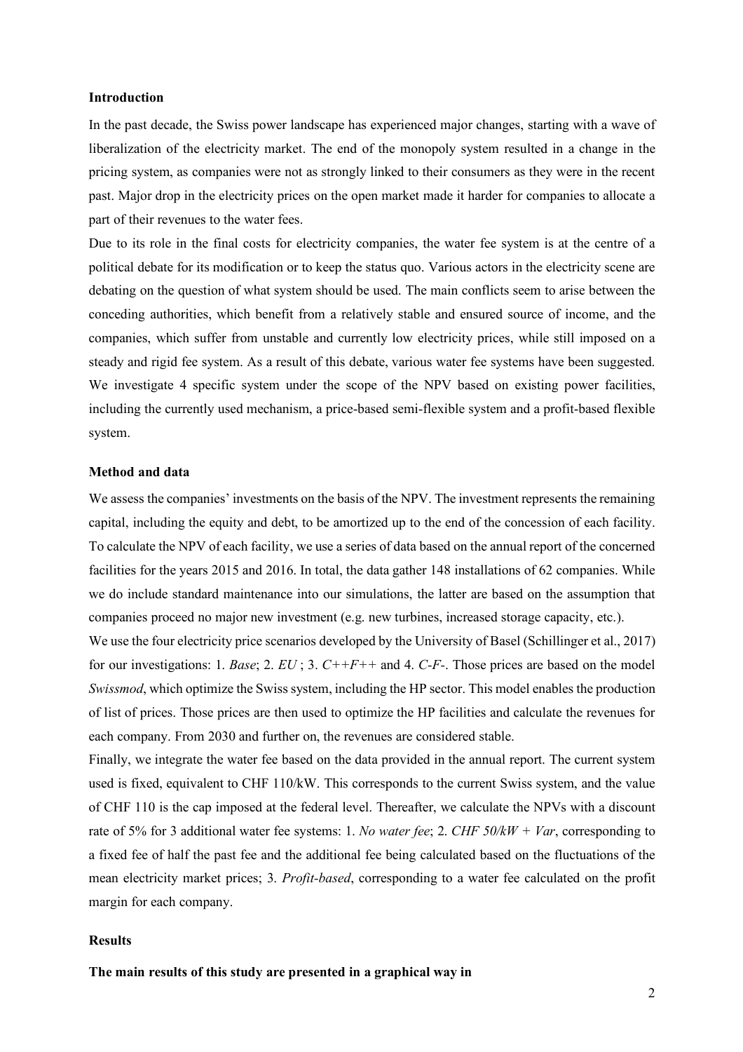**Introduction**

In the past decade, the Swiss power landscape has experienced major changes, starting with a wave of liberalization of the electricity market. The end of the monopoly system resulted in a change in the pricing system, as companies were not as strongly linked to their consumers as they were in the recent past. Major drop in the electricity prices on the open market made it harder for companies to allocate a part of their revenues to the water fees.

Due to its role in the final costs for electricity companies, the water fee system is at the centre of a political debate for its modification or to keep the status quo. Various actors in the electricity scene are debating on the question of what system should be used. The main conflicts seem to arise between the conceding authorities, which benefit from a relatively stable and ensured source of income, and the companies, which suffer from unstable and currently low electricity prices, while still imposed on a steady and rigid fee system. As a result of this debate, various water fee systems have been suggested. We investigate 4 specific system under the scope of the NPV based on existing power facilities, including the currently used mechanism, a price-based semi-flexible system and a profit-based flexible system.

**Method and data**

We assess the companies' investments on the basis of the NPV. The investment represents the remaining capital, including the equity and debt, to be amortized up to the end of the concession of each facility. To calculate the NPV of each facility, we use a series of data based on the annual report of the concerned facilities for the years 2015 and 2016. In total, the data gather 148 installations of 62 companies. While we do include standard maintenance into our simulations, the latter are based on the assumption that companies proceed no major new investment (e.g. new turbines, increased storage capacity, etc.).

We use the four electricity price scenarios developed by the University of Basel (Schillinger et al., 2017) for our investigations: 1. *Base*; 2. *EU* ; 3. *C++F++* and 4. *C-F-*. Those prices are based on the model *Swissmod*, which optimize the Swiss system, including the HP sector. This model enables the production of list of prices. Those prices are then used to optimize the HP facilities and calculate the revenues for each company. From 2030 and further on, the revenues are considered stable.

Finally, we integrate the water fee based on the data provided in the annual report. The current system used is fixed, equivalent to CHF 110/kW. This corresponds to the current Swiss system, and the value of CHF 110 is the cap imposed at the federal level. Thereafter, we calculate the NPVs with a discount rate of 5% for 3 additional water fee systems: 1. *No water fee*; 2. *CHF 50/kW + Var*, corresponding to a fixed fee of half the past fee and the additional fee being calculated based on the fluctuations of the mean electricity market prices; 3. *Profit-based*, corresponding to a water fee calculated on the profit margin for each company.

**Results**

**The main results of this study are presented in a graphical way in**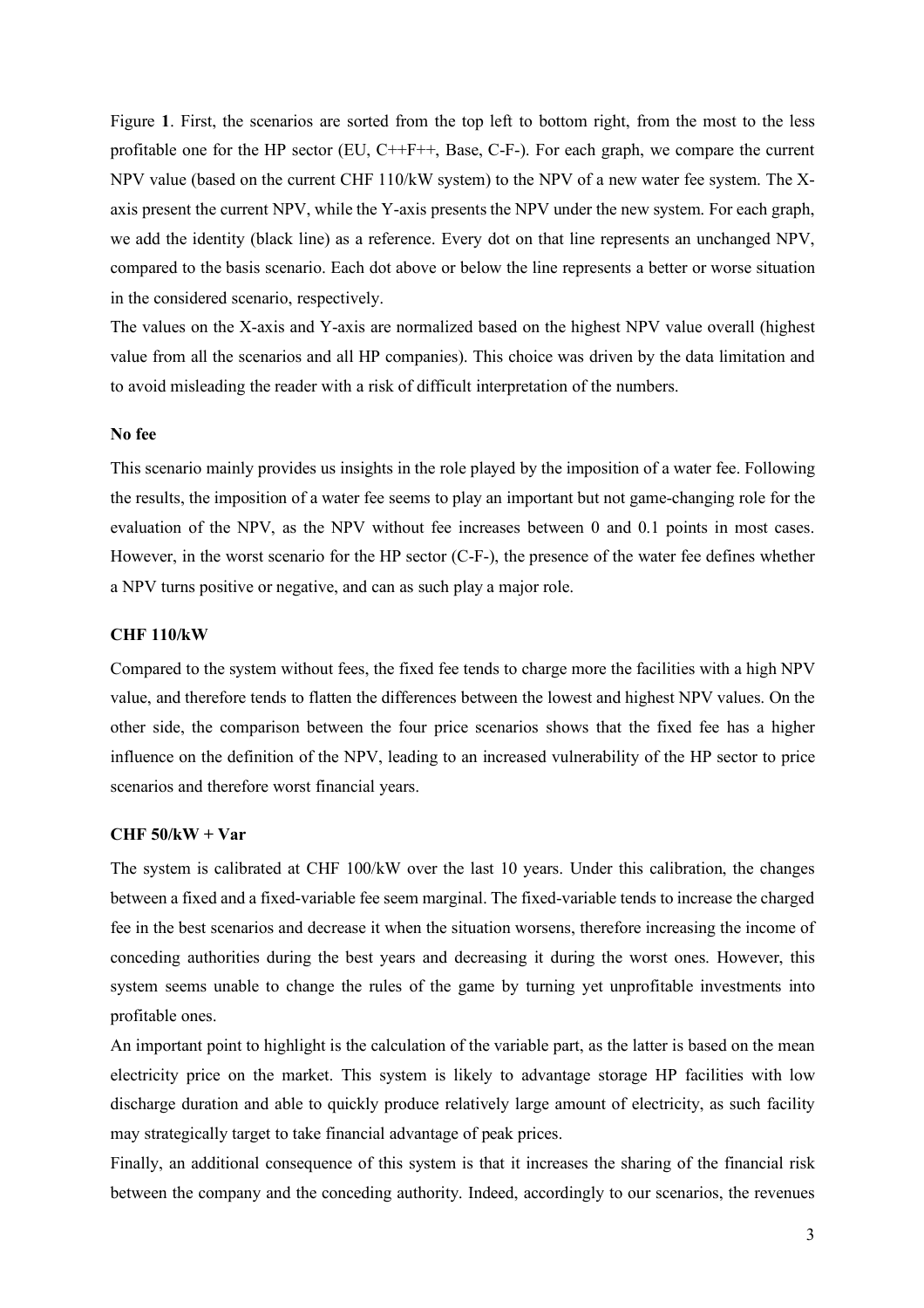Figure **1**. First, the scenarios are sorted from the top left to bottom right, from the most to the less profitable one for the HP sector (EU, C++F++, Base, C-F-). For each graph, we compare the current NPV value (based on the current CHF 110/kW system) to the NPV of a new water fee system. The X-axis present the current NPV, while the Y-axis presents the NPV under the new system. For each graph, we add the identity (black line) as a reference. Every dot on that line represents an unchanged NPV, compared to the basis scenario. Each dot above or below the line represents a better or worse situation in the considered scenario, respectively.

The values on the X-axis and Y-axis are normalized based on the highest NPV value overall (highest value from all the scenarios and all HP companies). This choice was driven by the data limitation and to avoid misleading the reader with a risk of difficult interpretation of the numbers.

**No fee**

This scenario mainly provides us insights in the role played by the imposition of a water fee. Following the results, the imposition of a water fee seems to play an important but not game-changing role for the evaluation of the NPV, as the NPV without fee increases between 0 and 0.1 points in most cases. However, in the worst scenario for the HP sector (C-F-), the presence of the water fee defines whether a NPV turns positive or negative, and can as such play a major role.

**CHF 110/kW**

Compared to the system without fees, the fixed fee tends to charge more the facilities with a high NPV value, and therefore tends to flatten the differences between the lowest and highest NPV values. On the other side, the comparison between the four price scenarios shows that the fixed fee has a higher influence on the definition of the NPV, leading to an increased vulnerability of the HP sector to price scenarios and therefore worst financial years.

**CHF 50/kW + Var**

The system is calibrated at CHF 100/kW over the last 10 years. Under this calibration, the changes between a fixed and a fixed-variable fee seem marginal. The fixed-variable tends to increase the charged fee in the best scenarios and decrease it when the situation worsens, therefore increasing the income of conceding authorities during the best years and decreasing it during the worst ones. However, this system seems unable to change the rules of the game by turning yet unprofitable investments into profitable ones.

An important point to highlight is the calculation of the variable part, as the latter is based on the mean electricity price on the market. This system is likely to advantage storage HP facilities with low discharge duration and able to quickly produce relatively large amount of electricity, as such facility may strategically target to take financial advantage of peak prices.

Finally, an additional consequence of this system is that it increases the sharing of the financial risk between the company and the conceding authority. Indeed, accordingly to our scenarios, the revenues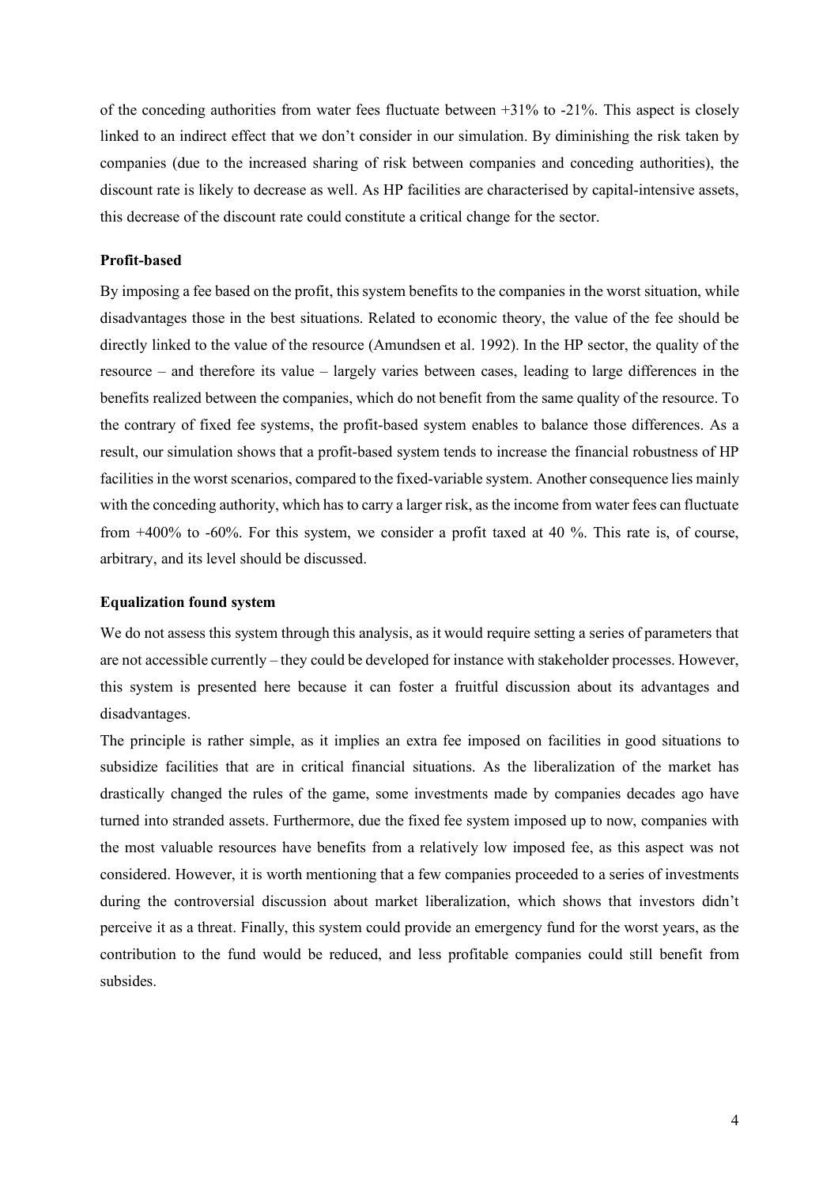of the conceding authorities from water fees fluctuate between +31% to -21%. This aspect is closely linked to an indirect effect that we don't consider in our simulation. By diminishing the risk taken by companies (due to the increased sharing of risk between companies and conceding authorities), the discount rate is likely to decrease as well. As HP facilities are characterised by capital-intensive assets, this decrease of the discount rate could constitute a critical change for the sector.

**Profit-based**

By imposing a fee based on the profit, this system benefits to the companies in the worst situation, while disadvantages those in the best situations. Related to economic theory, the value of the fee should be directly linked to the value of the resource (Amundsen et al. 1992). In the HP sector, the quality of the resource – and therefore its value – largely varies between cases, leading to large differences in the benefits realized between the companies, which do not benefit from the same quality of the resource. To the contrary of fixed fee systems, the profit-based system enables to balance those differences. As a result, our simulation shows that a profit-based system tends to increase the financial robustness of HP facilities in the worst scenarios, compared to the fixed-variable system. Another consequence lies mainly with the conceding authority, which has to carry a larger risk, as the income from water fees can fluctuate from +400% to -60%. For this system, we consider a profit taxed at 40 %. This rate is, of course, arbitrary, and its level should be discussed.

**Equalization found system**

We do not assess this system through this analysis, as it would require setting a series of parameters that are not accessible currently – they could be developed for instance with stakeholder processes. However, this system is presented here because it can foster a fruitful discussion about its advantages and disadvantages.

The principle is rather simple, as it implies an extra fee imposed on facilities in good situations to subsidize facilities that are in critical financial situations. As the liberalization of the market has drastically changed the rules of the game, some investments made by companies decades ago have turned into stranded assets. Furthermore, due the fixed fee system imposed up to now, companies with the most valuable resources have benefits from a relatively low imposed fee, as this aspect was not considered. However, it is worth mentioning that a few companies proceeded to a series of investments during the controversial discussion about market liberalization, which shows that investors didn't perceive it as a threat. Finally, this system could provide an emergency fund for the worst years, as the contribution to the fund would be reduced, and less profitable companies could still benefit from subsides.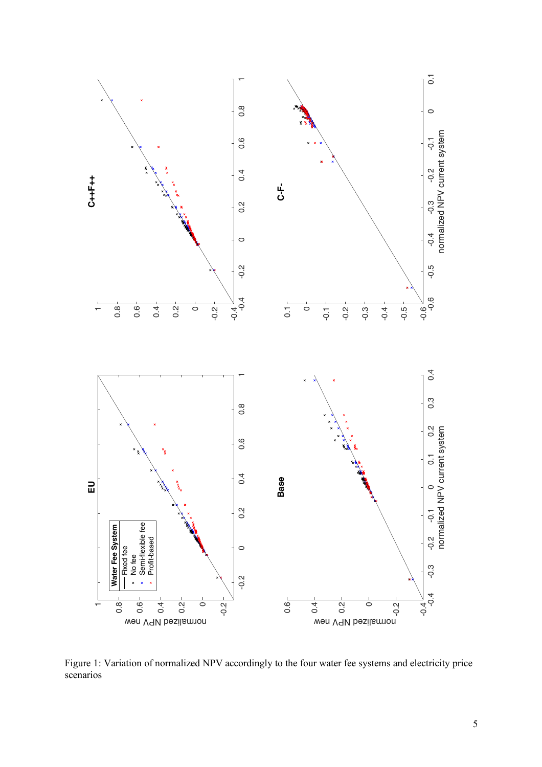EU

Water Fee System
Fixed fee
No fee
Semi-flexible fee
Profit-based

C++F++

Base

C-F-

normalized NPV new

normalized NPV current system

Figure 1: Variation of normalized NPV accordingly to the four water fee systems and electricity price scenarios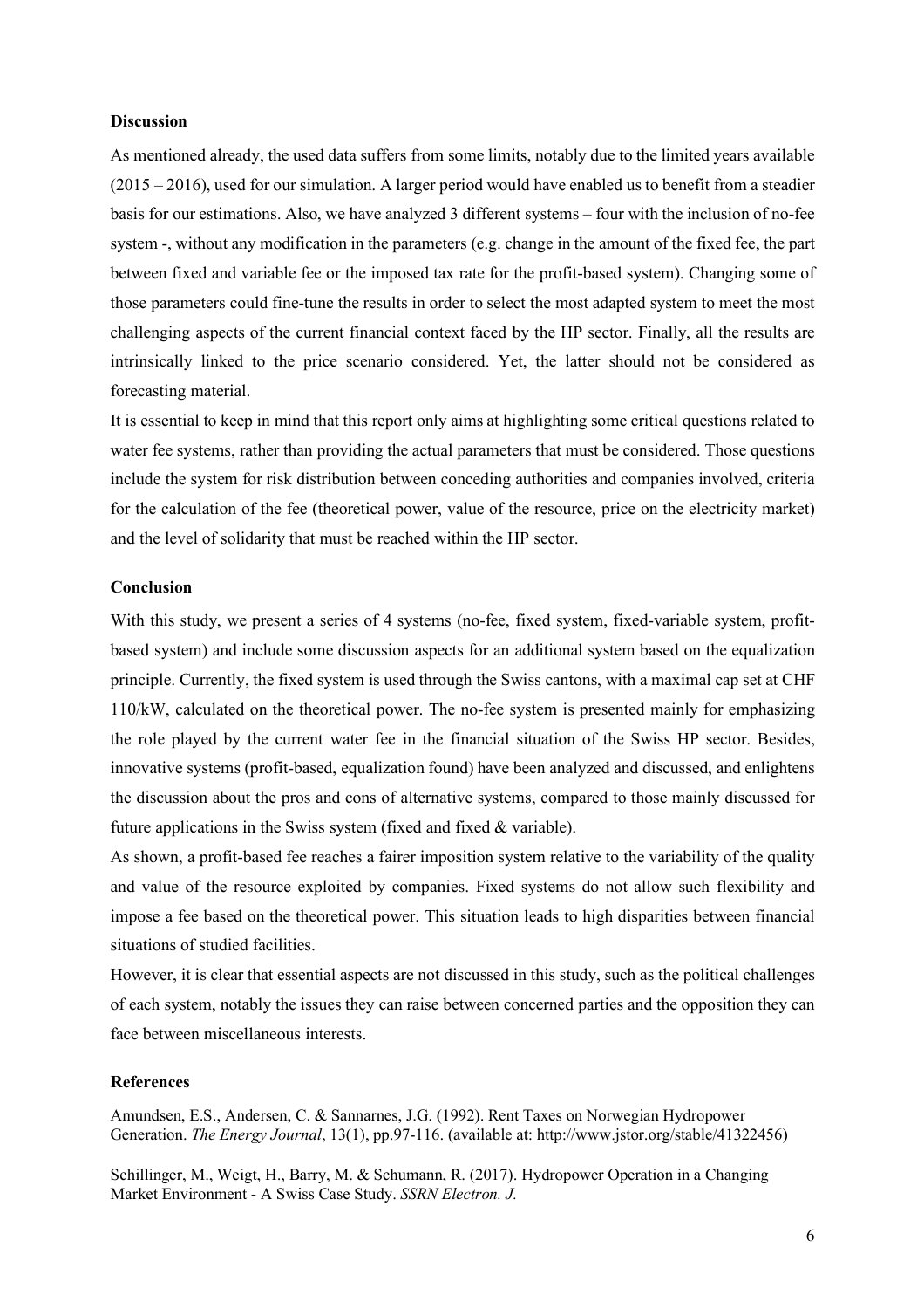**Discussion**

As mentioned already, the used data suffers from some limits, notably due to the limited years available (2015 – 2016), used for our simulation. A larger period would have enabled us to benefit from a steadier basis for our estimations. Also, we have analyzed 3 different systems – four with the inclusion of no-fee system -, without any modification in the parameters (e.g. change in the amount of the fixed fee, the part between fixed and variable fee or the imposed tax rate for the profit-based system). Changing some of those parameters could fine-tune the results in order to select the most adapted system to meet the most challenging aspects of the current financial context faced by the HP sector. Finally, all the results are intrinsically linked to the price scenario considered. Yet, the latter should not be considered as forecasting material.

It is essential to keep in mind that this report only aims at highlighting some critical questions related to water fee systems, rather than providing the actual parameters that must be considered. Those questions include the system for risk distribution between conceding authorities and companies involved, criteria for the calculation of the fee (theoretical power, value of the resource, price on the electricity market) and the level of solidarity that must be reached within the HP sector.

**Conclusion**

With this study, we present a series of 4 systems (no-fee, fixed system, fixed-variable system, profit-based system) and include some discussion aspects for an additional system based on the equalization principle. Currently, the fixed system is used through the Swiss cantons, with a maximal cap set at CHF 110/kW, calculated on the theoretical power. The no-fee system is presented mainly for emphasizing the role played by the current water fee in the financial situation of the Swiss HP sector. Besides, innovative systems (profit-based, equalization found) have been analyzed and discussed, and enlightens the discussion about the pros and cons of alternative systems, compared to those mainly discussed for future applications in the Swiss system (fixed and fixed & variable).

As shown, a profit-based fee reaches a fairer imposition system relative to the variability of the quality and value of the resource exploited by companies. Fixed systems do not allow such flexibility and impose a fee based on the theoretical power. This situation leads to high disparities between financial situations of studied facilities.

However, it is clear that essential aspects are not discussed in this study, such as the political challenges of each system, notably the issues they can raise between concerned parties and the opposition they can face between miscellaneous interests.

**References**

Amundsen, E.S., Andersen, C. & Sannarnes, J.G. (1992). Rent Taxes on Norwegian Hydropower Generation. *The Energy Journal*, 13(1), pp.97-116. (available at: http://www.jstor.org/stable/41322456)

Schillinger, M., Weigt, H., Barry, M. & Schumann, R. (2017). Hydropower Operation in a Changing Market Environment - A Swiss Case Study. *SSRN Electron. J.*